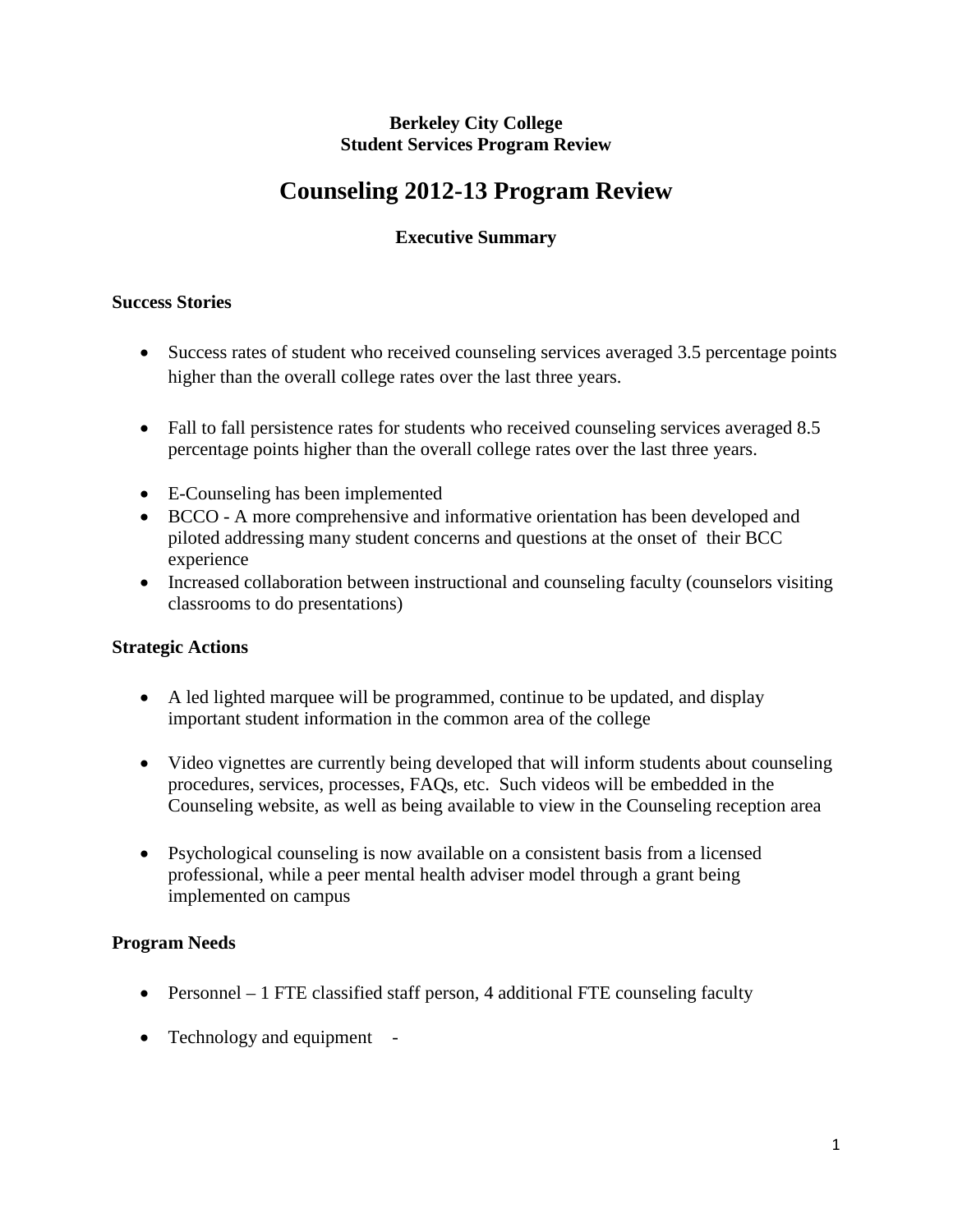**Berkeley City College**
**Student Services Program Review**

# Counseling 2012-13 Program Review

### Executive Summary

**Success Stories**

- Success rates of student who received counseling services averaged 3.5 percentage points higher than the overall college rates over the last three years.
- Fall to fall persistence rates for students who received counseling services averaged 8.5 percentage points higher than the overall college rates over the last three years.
- E-Counseling has been implemented
- BCCO - A more comprehensive and informative orientation has been developed and piloted addressing many student concerns and questions at the onset of their BCC experience
- Increased collaboration between instructional and counseling faculty (counselors visiting classrooms to do presentations)

**Strategic Actions**

- A led lighted marquee will be programmed, continue to be updated, and display important student information in the common area of the college
- Video vignettes are currently being developed that will inform students about counseling procedures, services, processes, FAQs, etc. Such videos will be embedded in the Counseling website, as well as being available to view in the Counseling reception area
- Psychological counseling is now available on a consistent basis from a licensed professional, while a peer mental health adviser model through a grant being implemented on campus

**Program Needs**

- Personnel – 1 FTE classified staff person, 4 additional FTE counseling faculty
- Technology and equipment -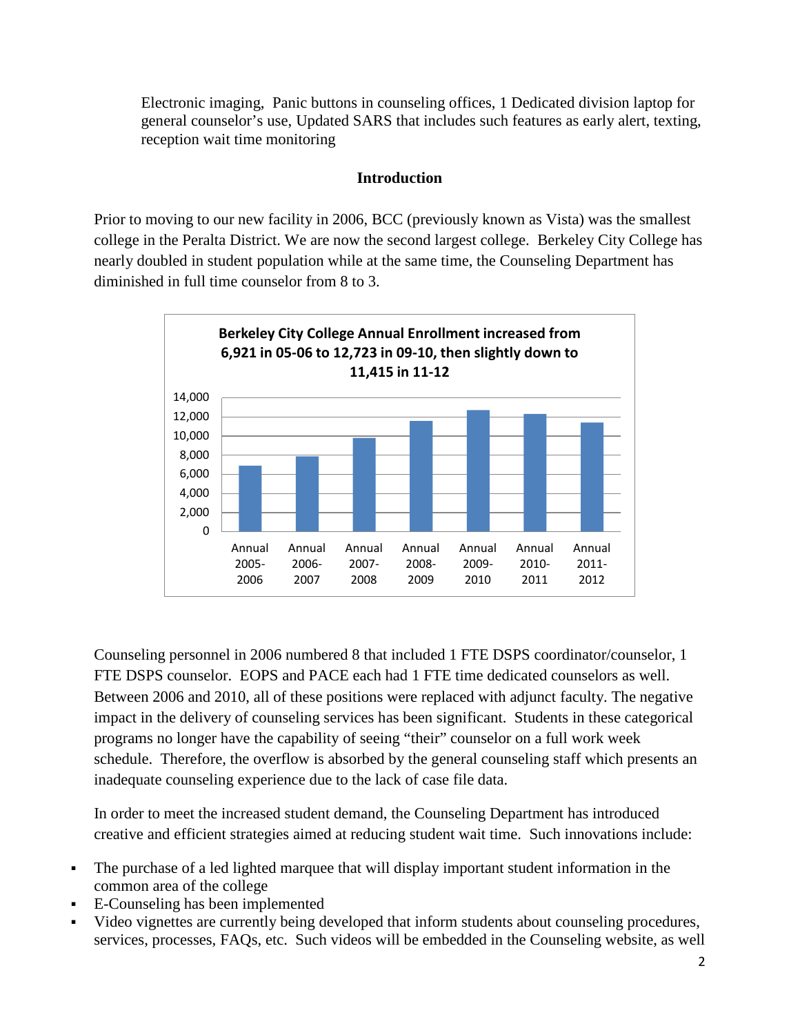Electronic imaging, Panic buttons in counseling offices, 1 Dedicated division laptop for general counselor's use, Updated SARS that includes such features as early alert, texting, reception wait time monitoring

## Introduction

Prior to moving to our new facility in 2006, BCC (previously known as Vista) was the smallest college in the Peralta District. We are now the second largest college. Berkeley City College has nearly doubled in student population while at the same time, the Counseling Department has diminished in full time counselor from 8 to 3.

**Berkeley City College Annual Enrollment increased from 6,921 in 05-06 to 12,723 in 09-10, then slightly down to 11,415 in 11-12**

Counseling personnel in 2006 numbered 8 that included 1 FTE DSPS coordinator/counselor, 1 FTE DSPS counselor. EOPS and PACE each had 1 FTE time dedicated counselors as well. Between 2006 and 2010, all of these positions were replaced with adjunct faculty. The negative impact in the delivery of counseling services has been significant. Students in these categorical programs no longer have the capability of seeing "their" counselor on a full work week schedule. Therefore, the overflow is absorbed by the general counseling staff which presents an inadequate counseling experience due to the lack of case file data.

In order to meet the increased student demand, the Counseling Department has introduced creative and efficient strategies aimed at reducing student wait time. Such innovations include:

- The purchase of a led lighted marquee that will display important student information in the common area of the college
- E-Counseling has been implemented
- Video vignettes are currently being developed that inform students about counseling procedures, services, processes, FAQs, etc. Such videos will be embedded in the Counseling website, as well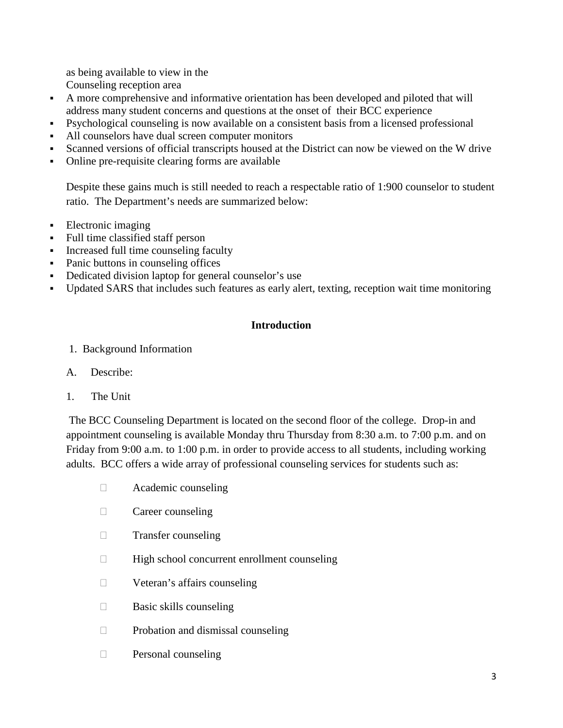as being available to view in the Counseling reception area

- A more comprehensive and informative orientation has been developed and piloted that will address many student concerns and questions at the onset of their BCC experience
- Psychological counseling is now available on a consistent basis from a licensed professional
- All counselors have dual screen computer monitors
- Scanned versions of official transcripts housed at the District can now be viewed on the W drive
- Online pre-requisite clearing forms are available

Despite these gains much is still needed to reach a respectable ratio of 1:900 counselor to student ratio. The Department's needs are summarized below:

- Electronic imaging
- Full time classified staff person
- Increased full time counseling faculty
- Panic buttons in counseling offices
- Dedicated division laptop for general counselor's use
- Updated SARS that includes such features as early alert, texting, reception wait time monitoring

## Introduction

1. Background Information

A. Describe:

1. The Unit

The BCC Counseling Department is located on the second floor of the college. Drop-in and appointment counseling is available Monday thru Thursday from 8:30 a.m. to 7:00 p.m. and on Friday from 9:00 a.m. to 1:00 p.m. in order to provide access to all students, including working adults. BCC offers a wide array of professional counseling services for students such as:

- Academic counseling
- Career counseling
- Transfer counseling
- High school concurrent enrollment counseling
- Veteran's affairs counseling
- Basic skills counseling
- Probation and dismissal counseling
- Personal counseling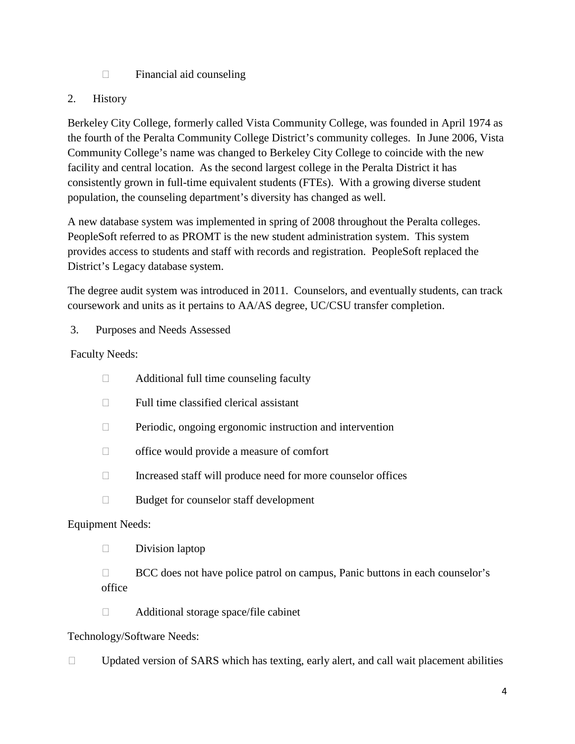- Financial aid counseling

2. History

Berkeley City College, formerly called Vista Community College, was founded in April 1974 as the fourth of the Peralta Community College District's community colleges. In June 2006, Vista Community College's name was changed to Berkeley City College to coincide with the new facility and central location. As the second largest college in the Peralta District it has consistently grown in full-time equivalent students (FTEs). With a growing diverse student population, the counseling department's diversity has changed as well.

A new database system was implemented in spring of 2008 throughout the Peralta colleges. PeopleSoft referred to as PROMT is the new student administration system. This system provides access to students and staff with records and registration. PeopleSoft replaced the District's Legacy database system.

The degree audit system was introduced in 2011. Counselors, and eventually students, can track coursework and units as it pertains to AA/AS degree, UC/CSU transfer completion.

3. Purposes and Needs Assessed

Faculty Needs:

- Additional full time counseling faculty
- Full time classified clerical assistant
- Periodic, ongoing ergonomic instruction and intervention
- office would provide a measure of comfort
- Increased staff will produce need for more counselor offices
- Budget for counselor staff development

Equipment Needs:

- Division laptop
- BCC does not have police patrol on campus, Panic buttons in each counselor's office
- Additional storage space/file cabinet

Technology/Software Needs:

- Updated version of SARS which has texting, early alert, and call wait placement abilities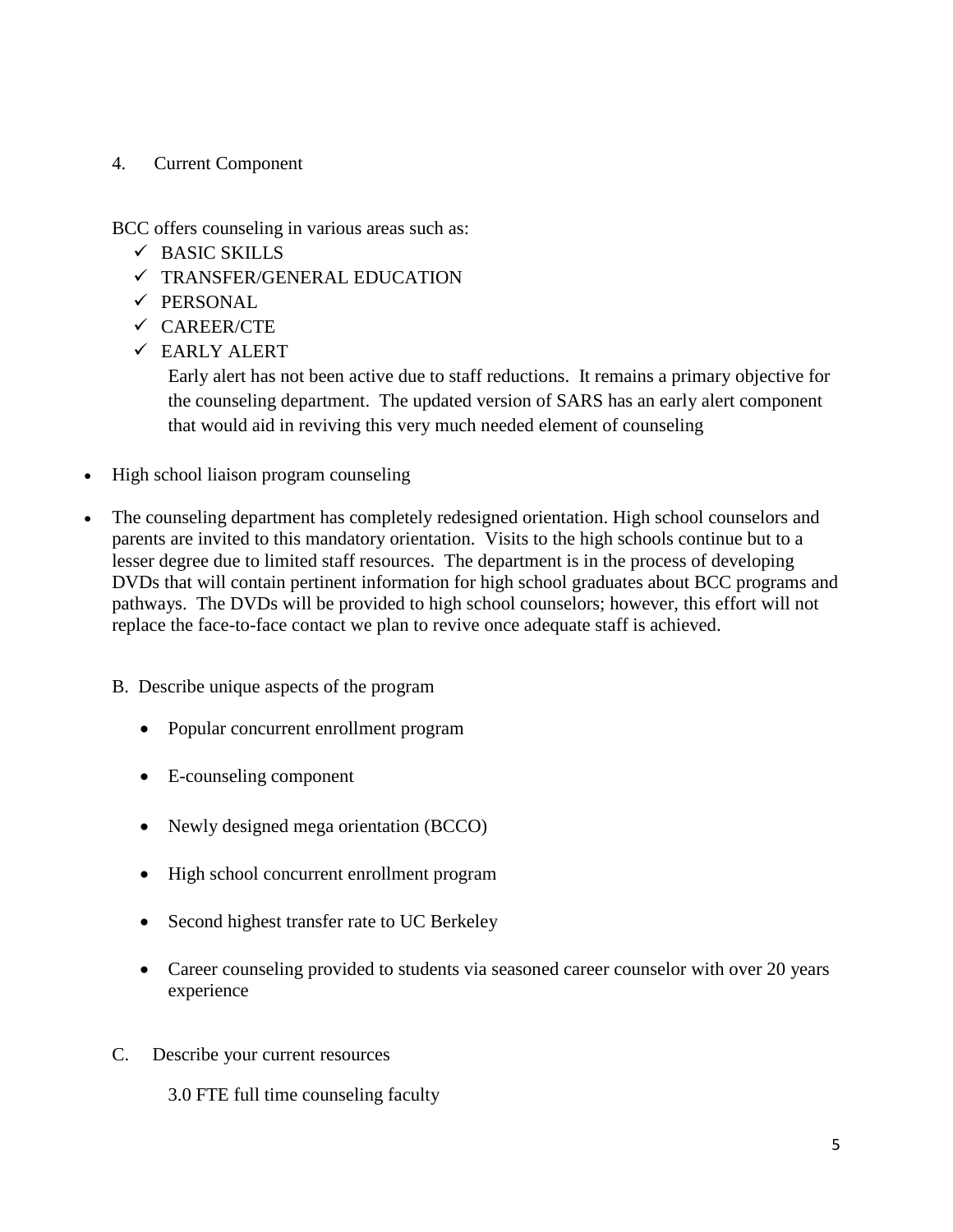4. Current Component

BCC offers counseling in various areas such as:

- ✓ BASIC SKILLS
- ✓ TRANSFER/GENERAL EDUCATION
- ✓ PERSONAL
- ✓ CAREER/CTE
- ✓ EARLY ALERT

  Early alert has not been active due to staff reductions. It remains a primary objective for the counseling department. The updated version of SARS has an early alert component that would aid in reviving this very much needed element of counseling

- High school liaison program counseling
- The counseling department has completely redesigned orientation. High school counselors and parents are invited to this mandatory orientation. Visits to the high schools continue but to a lesser degree due to limited staff resources. The department is in the process of developing DVDs that will contain pertinent information for high school graduates about BCC programs and pathways. The DVDs will be provided to high school counselors; however, this effort will not replace the face-to-face contact we plan to revive once adequate staff is achieved.

B. Describe unique aspects of the program

- Popular concurrent enrollment program
- E-counseling component
- Newly designed mega orientation (BCCO)
- High school concurrent enrollment program
- Second highest transfer rate to UC Berkeley
- Career counseling provided to students via seasoned career counselor with over 20 years experience

C. Describe your current resources

3.0 FTE full time counseling faculty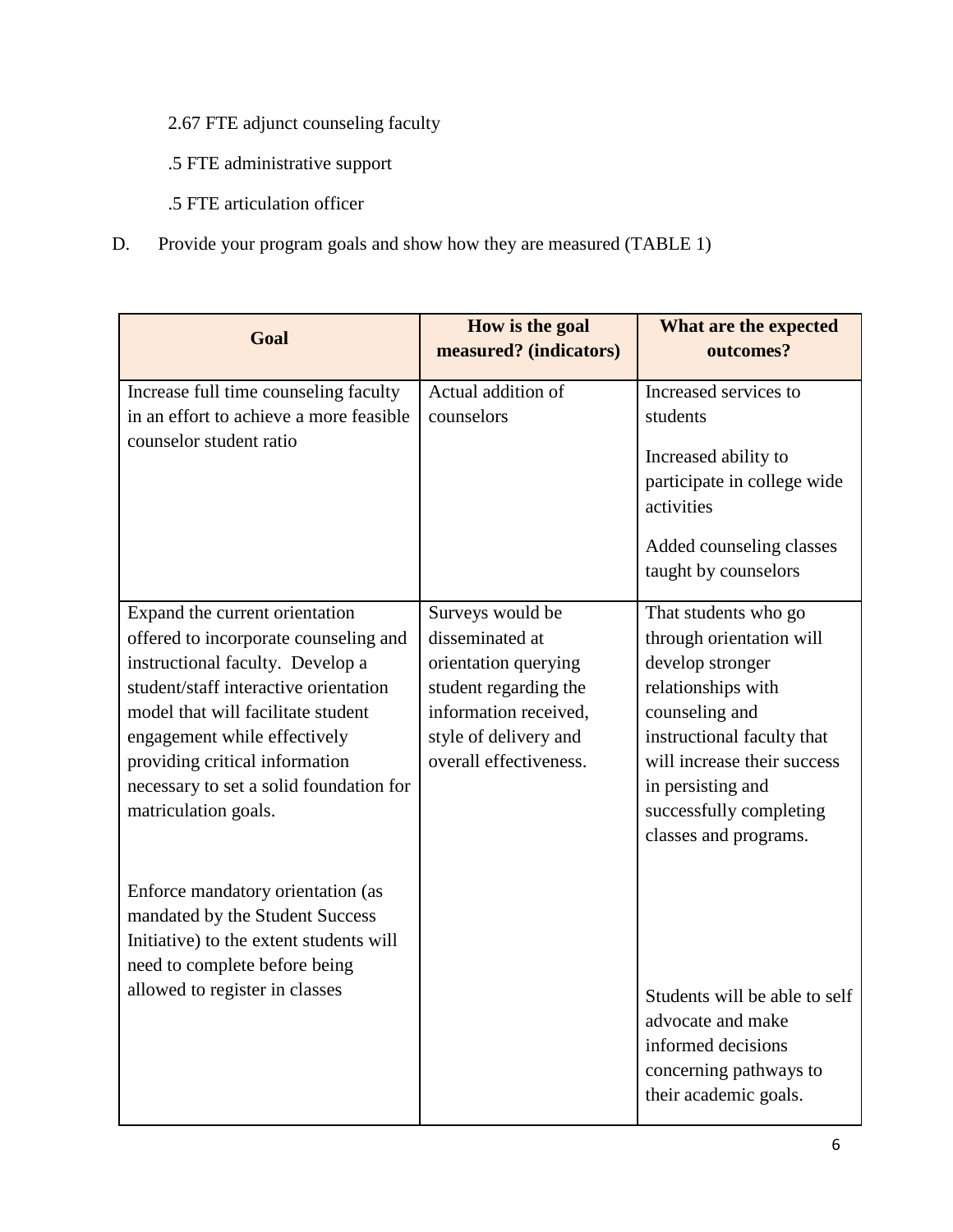2.67 FTE adjunct counseling faculty

.5 FTE administrative support

.5 FTE articulation officer

D. Provide your program goals and show how they are measured (TABLE 1)

| Goal | How is the goal measured? (indicators) | What are the expected outcomes? |
|---|---|---|
| Increase full time counseling faculty in an effort to achieve a more feasible counselor student ratio | Actual addition of counselors | Increased services to students<br><br>Increased ability to participate in college wide activities<br><br>Added counseling classes taught by counselors |
| Expand the current orientation offered to incorporate counseling and instructional faculty. Develop a student/staff interactive orientation model that will facilitate student engagement while effectively providing critical information necessary to set a solid foundation for matriculation goals.<br><br>Enforce mandatory orientation (as mandated by the Student Success Initiative) to the extent students will need to complete before being allowed to register in classes | Surveys would be disseminated at orientation querying student regarding the information received, style of delivery and overall effectiveness. | That students who go through orientation will develop stronger relationships with counseling and instructional faculty that will increase their success in persisting and successfully completing classes and programs.<br><br>Students will be able to self advocate and make informed decisions concerning pathways to their academic goals. |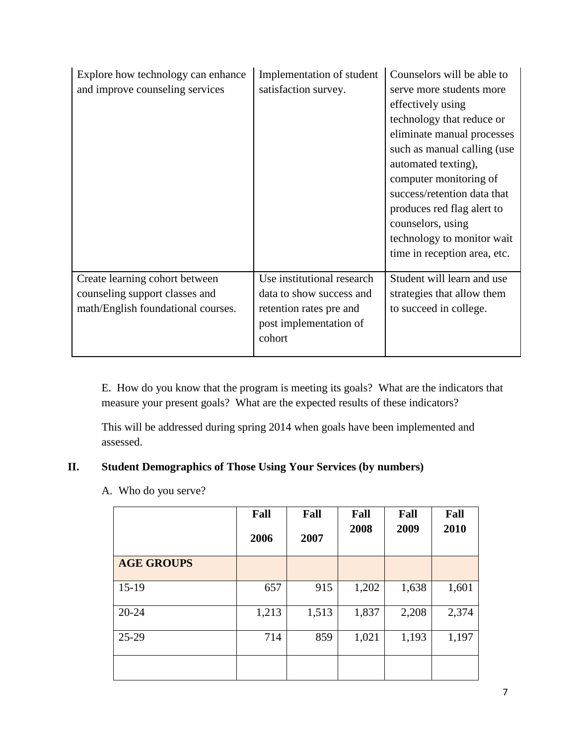| | | |
|---|---|---|
| Explore how technology can enhance and improve counseling services | Implementation of student satisfaction survey. | Counselors will be able to serve more students more effectively using technology that reduce or eliminate manual processes such as manual calling (use automated texting), computer monitoring of success/retention data that produces red flag alert to counselors, using technology to monitor wait time in reception area, etc. |
| Create learning cohort between counseling support classes and math/English foundational courses. | Use institutional research data to show success and retention rates pre and post implementation of cohort | Student will learn and use strategies that allow them to succeed in college. |

E. How do you know that the program is meeting its goals? What are the indicators that measure your present goals? What are the expected results of these indicators?

This will be addressed during spring 2014 when goals have been implemented and assessed.

## II. Student Demographics of Those Using Your Services (by numbers)

A. Who do you serve?

| | Fall 2006 | Fall 2007 | Fall 2008 | Fall 2009 | Fall 2010 |
|---|---|---|---|---|---|
| **AGE GROUPS** | | | | | |
| 15-19 | 657 | 915 | 1,202 | 1,638 | 1,601 |
| 20-24 | 1,213 | 1,513 | 1,837 | 2,208 | 2,374 |
| 25-29 | 714 | 859 | 1,021 | 1,193 | 1,197 |
| | | | | | |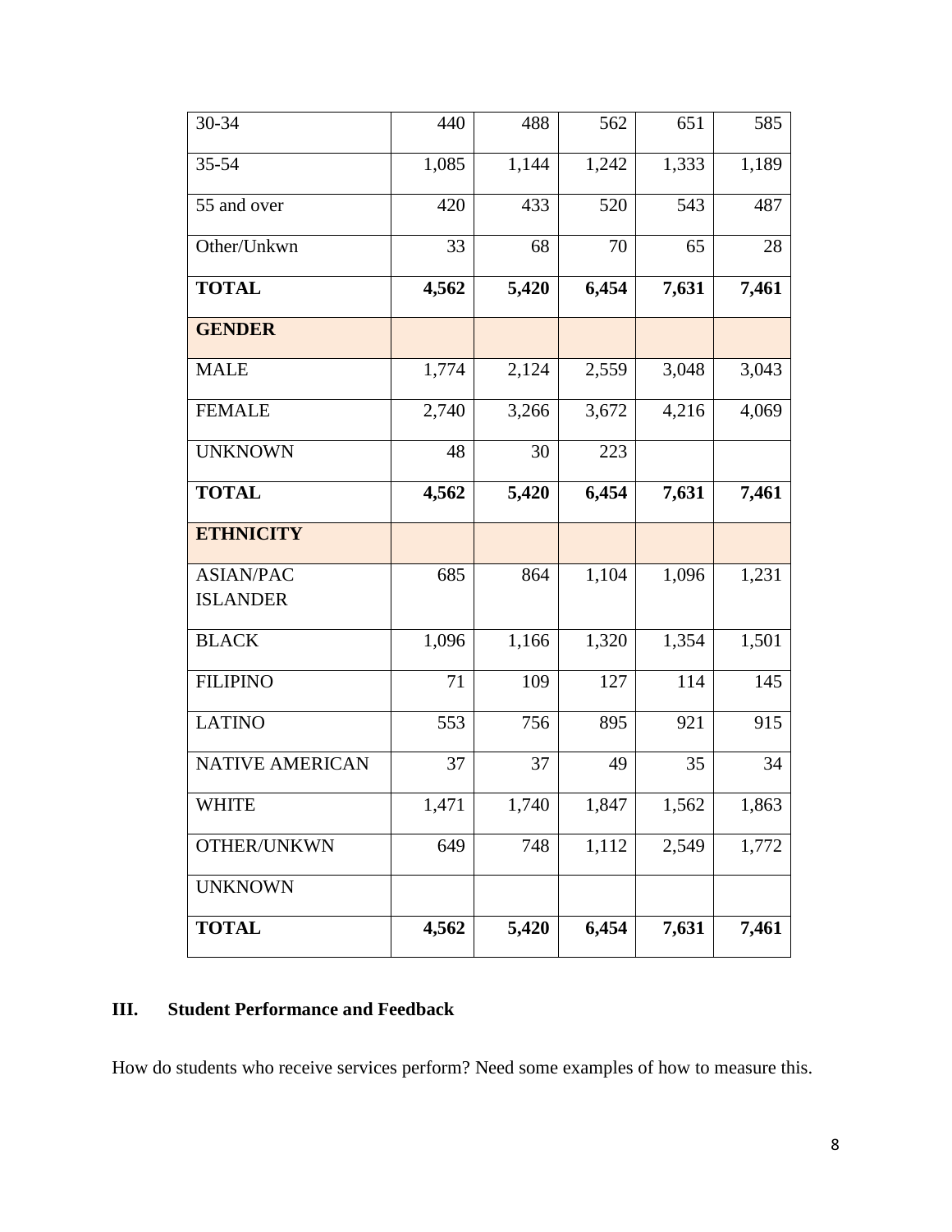| | | | | | |
|---|---|---|---|---|---|
| 30-34 | 440 | 488 | 562 | 651 | 585 |
| 35-54 | 1,085 | 1,144 | 1,242 | 1,333 | 1,189 |
| 55 and over | 420 | 433 | 520 | 543 | 487 |
| Other/Unkwn | 33 | 68 | 70 | 65 | 28 |
| **TOTAL** | **4,562** | **5,420** | **6,454** | **7,631** | **7,461** |
| **GENDER** | | | | | |
| MALE | 1,774 | 2,124 | 2,559 | 3,048 | 3,043 |
| FEMALE | 2,740 | 3,266 | 3,672 | 4,216 | 4,069 |
| UNKNOWN | 48 | 30 | 223 | | |
| **TOTAL** | **4,562** | **5,420** | **6,454** | **7,631** | **7,461** |
| **ETHNICITY** | | | | | |
| ASIAN/PAC ISLANDER | 685 | 864 | 1,104 | 1,096 | 1,231 |
| BLACK | 1,096 | 1,166 | 1,320 | 1,354 | 1,501 |
| FILIPINO | 71 | 109 | 127 | 114 | 145 |
| LATINO | 553 | 756 | 895 | 921 | 915 |
| NATIVE AMERICAN | 37 | 37 | 49 | 35 | 34 |
| WHITE | 1,471 | 1,740 | 1,847 | 1,562 | 1,863 |
| OTHER/UNKWN | 649 | 748 | 1,112 | 2,549 | 1,772 |
| UNKNOWN | | | | | |
| **TOTAL** | **4,562** | **5,420** | **6,454** | **7,631** | **7,461** |

## III. Student Performance and Feedback

How do students who receive services perform? Need some examples of how to measure this.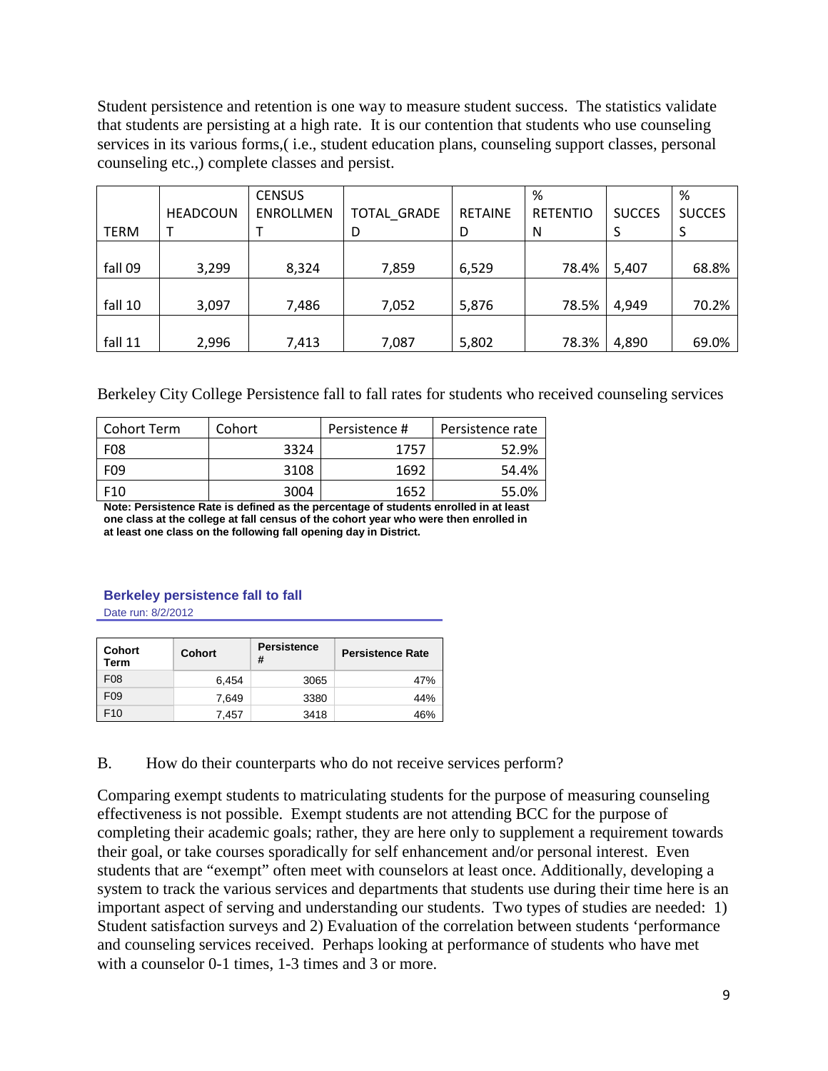Student persistence and retention is one way to measure student success. The statistics validate that students are persisting at a high rate. It is our contention that students who use counseling services in its various forms,( i.e., student education plans, counseling support classes, personal counseling etc.,) complete classes and persist.

| TERM | HEADCOUNT | CENSUS ENROLLMENT | TOTAL_GRADED | RETAINED | % RETENTION | SUCCESS | % SUCCESS |
|---|---|---|---|---|---|---|---|
| fall 09 | 3,299 | 8,324 | 7,859 | 6,529 | 78.4% | 5,407 | 68.8% |
| fall 10 | 3,097 | 7,486 | 7,052 | 5,876 | 78.5% | 4,949 | 70.2% |
| fall 11 | 2,996 | 7,413 | 7,087 | 5,802 | 78.3% | 4,890 | 69.0% |

Berkeley City College Persistence fall to fall rates for students who received counseling services

| Cohort Term | Cohort | Persistence # | Persistence rate |
|---|---|---|---|
| F08 | 3324 | 1757 | 52.9% |
| F09 | 3108 | 1692 | 54.4% |
| F10 | 3004 | 1652 | 55.0% |

**Note: Persistence Rate is defined as the percentage of students enrolled in at least one class at the college at fall census of the cohort year who were then enrolled in at least one class on the following fall opening day in District.**

**Berkeley persistence fall to fall**

Date run: 8/2/2012

| Cohort Term | Cohort | Persistence # | Persistence Rate |
|---|---|---|---|
| F08 | 6,454 | 3065 | 47% |
| F09 | 7,649 | 3380 | 44% |
| F10 | 7,457 | 3418 | 46% |

B. How do their counterparts who do not receive services perform?

Comparing exempt students to matriculating students for the purpose of measuring counseling effectiveness is not possible. Exempt students are not attending BCC for the purpose of completing their academic goals; rather, they are here only to supplement a requirement towards their goal, or take courses sporadically for self enhancement and/or personal interest. Even students that are "exempt" often meet with counselors at least once. Additionally, developing a system to track the various services and departments that students use during their time here is an important aspect of serving and understanding our students. Two types of studies are needed: 1) Student satisfaction surveys and 2) Evaluation of the correlation between students 'performance and counseling services received. Perhaps looking at performance of students who have met with a counselor 0-1 times, 1-3 times and 3 or more.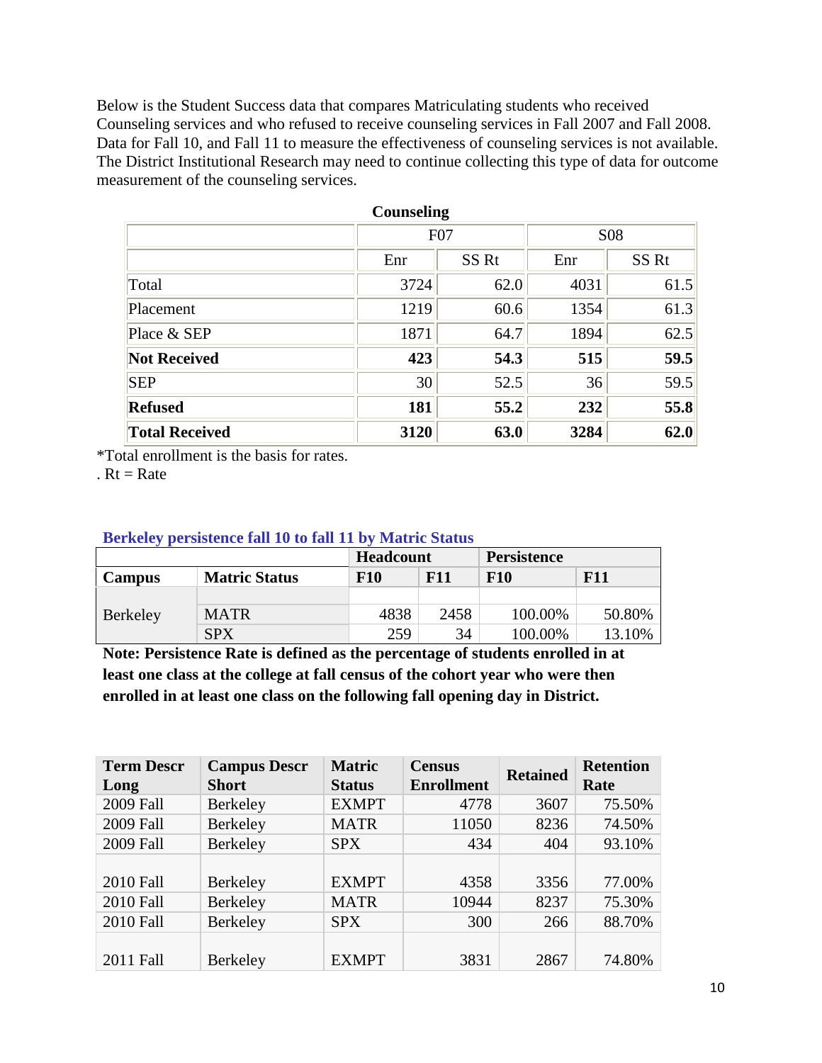Below is the Student Success data that compares Matriculating students who received Counseling services and who refused to receive counseling services in Fall 2007 and Fall 2008. Data for Fall 10, and Fall 11 to measure the effectiveness of counseling services is not available. The District Institutional Research may need to continue collecting this type of data for outcome measurement of the counseling services.

**Counseling**

| | F07 | | S08 | |
|---|---|---|---|---|
| | Enr | SS Rt | Enr | SS Rt |
| Total | 3724 | 62.0 | 4031 | 61.5 |
| Placement | 1219 | 60.6 | 1354 | 61.3 |
| Place & SEP | 1871 | 64.7 | 1894 | 62.5 |
| **Not Received** | **423** | **54.3** | **515** | **59.5** |
| SEP | 30 | 52.5 | 36 | 59.5 |
| **Refused** | **181** | **55.2** | **232** | **55.8** |
| **Total Received** | **3120** | **63.0** | **3284** | **62.0** |

*Total enrollment is the basis for rates.
. Rt = Rate

**Berkeley persistence fall 10 to fall 11 by Matric Status**

| | | **Headcount** | | **Persistence** | |
|---|---|---|---|---|---|
| **Campus** | **Matric Status** | **F10** | **F11** | **F10** | **F11** |
| Berkeley | MATR | 4838 | 2458 | 100.00% | 50.80% |
| | SPX | 259 | 34 | 100.00% | 13.10% |

**Note: Persistence Rate is defined as the percentage of students enrolled in at least one class at the college at fall census of the cohort year who were then enrolled in at least one class on the following fall opening day in District.**

| Term Descr Long | Campus Descr Short | Matric Status | Census Enrollment | Retained | Retention Rate |
|---|---|---|---|---|---|
| 2009 Fall | Berkeley | EXMPT | 4778 | 3607 | 75.50% |
| 2009 Fall | Berkeley | MATR | 11050 | 8236 | 74.50% |
| 2009 Fall | Berkeley | SPX | 434 | 404 | 93.10% |
| 2010 Fall | Berkeley | EXMPT | 4358 | 3356 | 77.00% |
| 2010 Fall | Berkeley | MATR | 10944 | 8237 | 75.30% |
| 2010 Fall | Berkeley | SPX | 300 | 266 | 88.70% |
| 2011 Fall | Berkeley | EXMPT | 3831 | 2867 | 74.80% |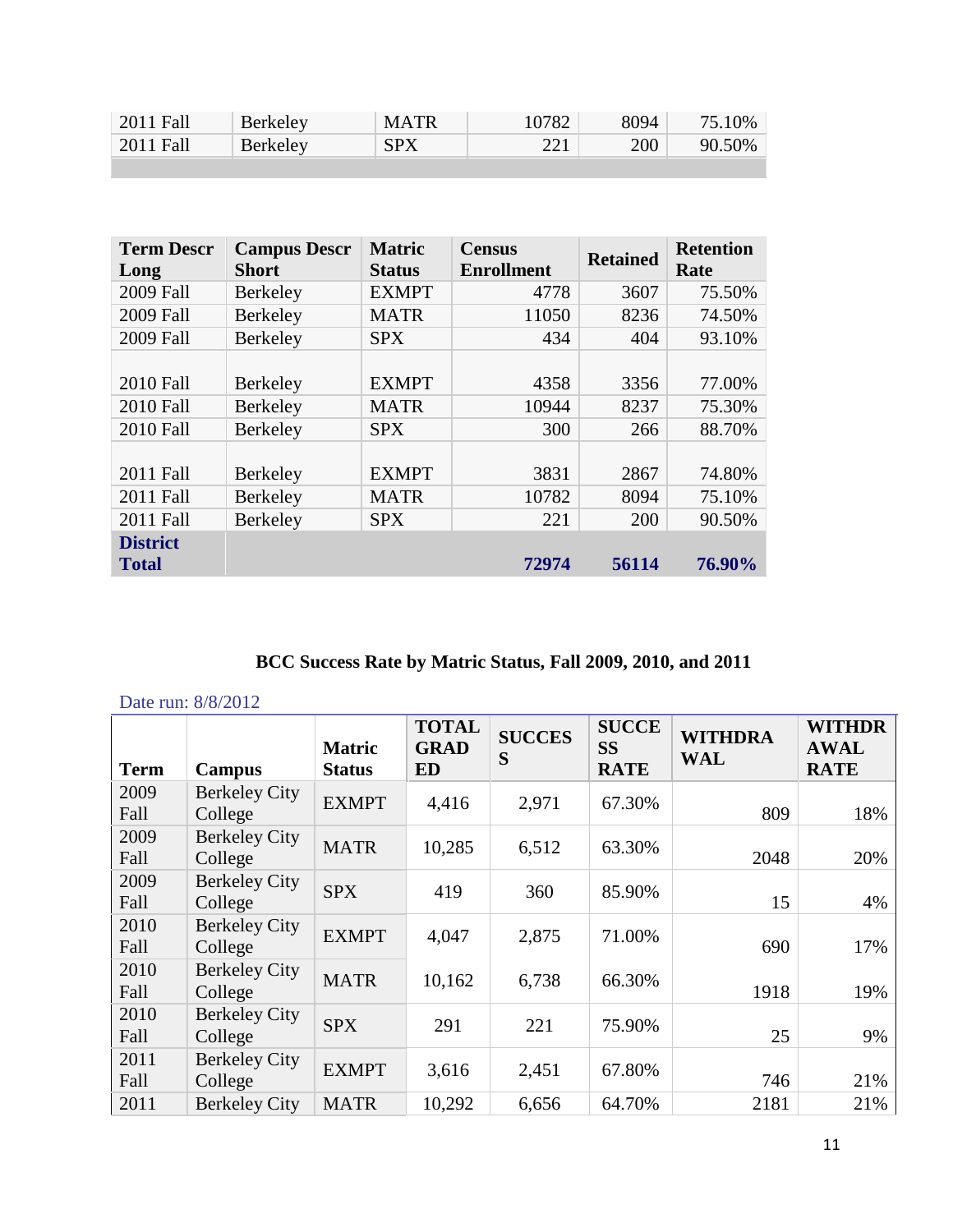| | | | | | |
|---|---|---|---|---|---|
| 2011 Fall | Berkeley | MATR | 10782 | 8094 | 75.10% |
| 2011 Fall | Berkeley | SPX | 221 | 200 | 90.50% |
| | | | | | |

| Term Descr Long | Campus Descr Short | Matric Status | Census Enrollment | Retained | Retention Rate |
|---|---|---|---|---|---|
| 2009 Fall | Berkeley | EXMPT | 4778 | 3607 | 75.50% |
| 2009 Fall | Berkeley | MATR | 11050 | 8236 | 74.50% |
| 2009 Fall | Berkeley | SPX | 434 | 404 | 93.10% |
| 2010 Fall | Berkeley | EXMPT | 4358 | 3356 | 77.00% |
| 2010 Fall | Berkeley | MATR | 10944 | 8237 | 75.30% |
| 2010 Fall | Berkeley | SPX | 300 | 266 | 88.70% |
| 2011 Fall | Berkeley | EXMPT | 3831 | 2867 | 74.80% |
| 2011 Fall | Berkeley | MATR | 10782 | 8094 | 75.10% |
| 2011 Fall | Berkeley | SPX | 221 | 200 | 90.50% |
| **District Total** | | | **72974** | **56114** | **76.90%** |

### BCC Success Rate by Matric Status, Fall 2009, 2010, and 2011

Date run: 8/8/2012

| Term | Campus | Matric Status | TOTAL GRADED | SUCCESS | SUCCESS RATE | WITHDRAWAL | WITHDRAWAL RATE |
|---|---|---|---|---|---|---|---|
| 2009 Fall | Berkeley City College | EXMPT | 4,416 | 2,971 | 67.30% | 809 | 18% |
| 2009 Fall | Berkeley City College | MATR | 10,285 | 6,512 | 63.30% | 2048 | 20% |
| 2009 Fall | Berkeley City College | SPX | 419 | 360 | 85.90% | 15 | 4% |
| 2010 Fall | Berkeley City College | EXMPT | 4,047 | 2,875 | 71.00% | 690 | 17% |
| 2010 Fall | Berkeley City College | MATR | 10,162 | 6,738 | 66.30% | 1918 | 19% |
| 2010 Fall | Berkeley City College | SPX | 291 | 221 | 75.90% | 25 | 9% |
| 2011 Fall | Berkeley City College | EXMPT | 3,616 | 2,451 | 67.80% | 746 | 21% |
| 2011 | Berkeley City | MATR | 10,292 | 6,656 | 64.70% | 2181 | 21% |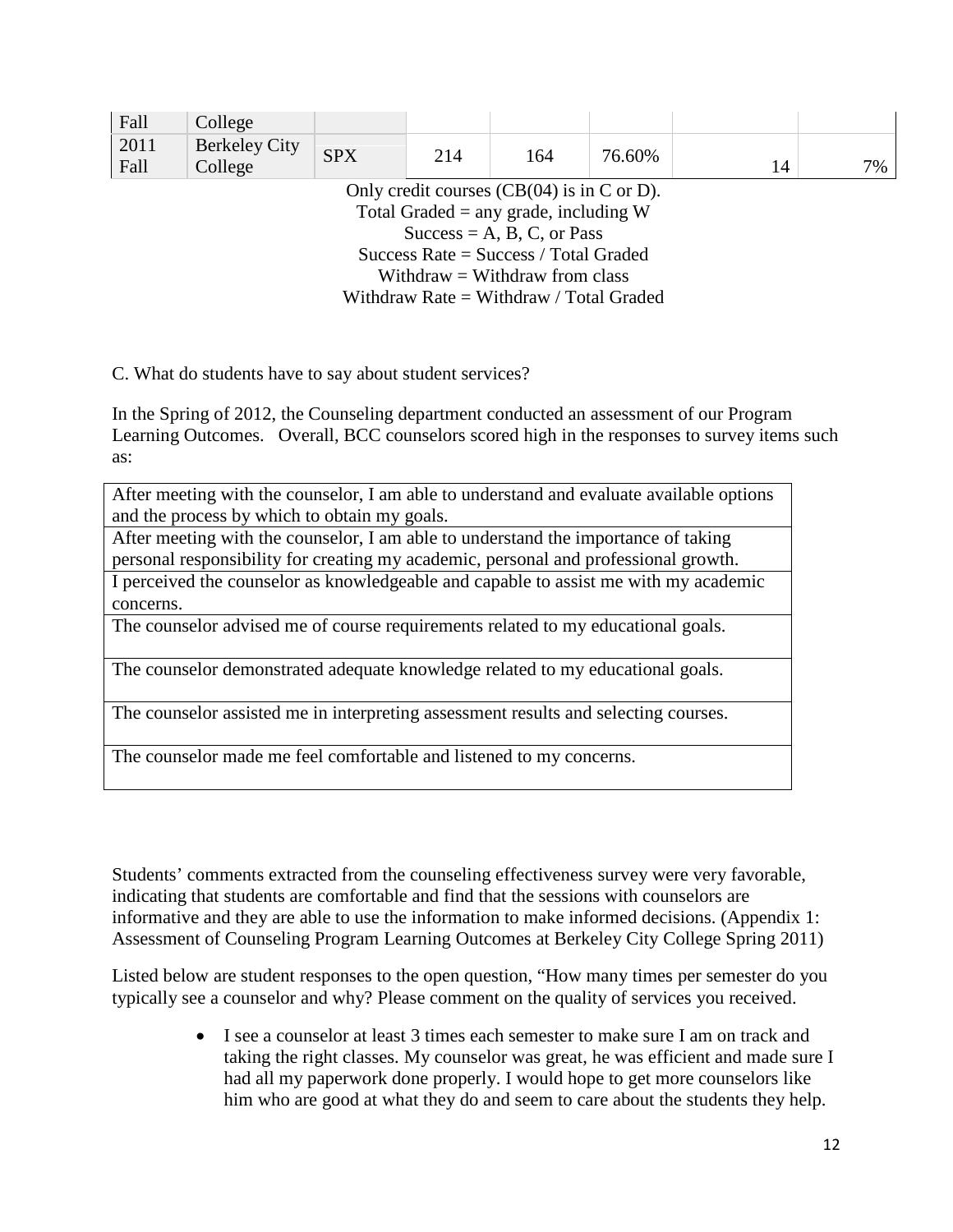| Fall | College | | | | | | |
|---|---|---|---|---|---|---|---|
| 2011 Fall | Berkeley City College | SPX | 214 | 164 | 76.60% | 14 | 7% |

Only credit courses (CB(04) is in C or D).
Total Graded = any grade, including W
Success = A, B, C, or Pass
Success Rate = Success / Total Graded
Withdraw = Withdraw from class
Withdraw Rate = Withdraw / Total Graded

C. What do students have to say about student services?

In the Spring of 2012, the Counseling department conducted an assessment of our Program Learning Outcomes. Overall, BCC counselors scored high in the responses to survey items such as:

| After meeting with the counselor, I am able to understand and evaluate available options and the process by which to obtain my goals. |
|---|
| After meeting with the counselor, I am able to understand the importance of taking personal responsibility for creating my academic, personal and professional growth. |
| I perceived the counselor as knowledgeable and capable to assist me with my academic concerns. |
| The counselor advised me of course requirements related to my educational goals. |
| The counselor demonstrated adequate knowledge related to my educational goals. |
| The counselor assisted me in interpreting assessment results and selecting courses. |
| The counselor made me feel comfortable and listened to my concerns. |

Students' comments extracted from the counseling effectiveness survey were very favorable, indicating that students are comfortable and find that the sessions with counselors are informative and they are able to use the information to make informed decisions. (Appendix 1: Assessment of Counseling Program Learning Outcomes at Berkeley City College Spring 2011)

Listed below are student responses to the open question, "How many times per semester do you typically see a counselor and why? Please comment on the quality of services you received.

- I see a counselor at least 3 times each semester to make sure I am on track and taking the right classes. My counselor was great, he was efficient and made sure I had all my paperwork done properly. I would hope to get more counselors like him who are good at what they do and seem to care about the students they help.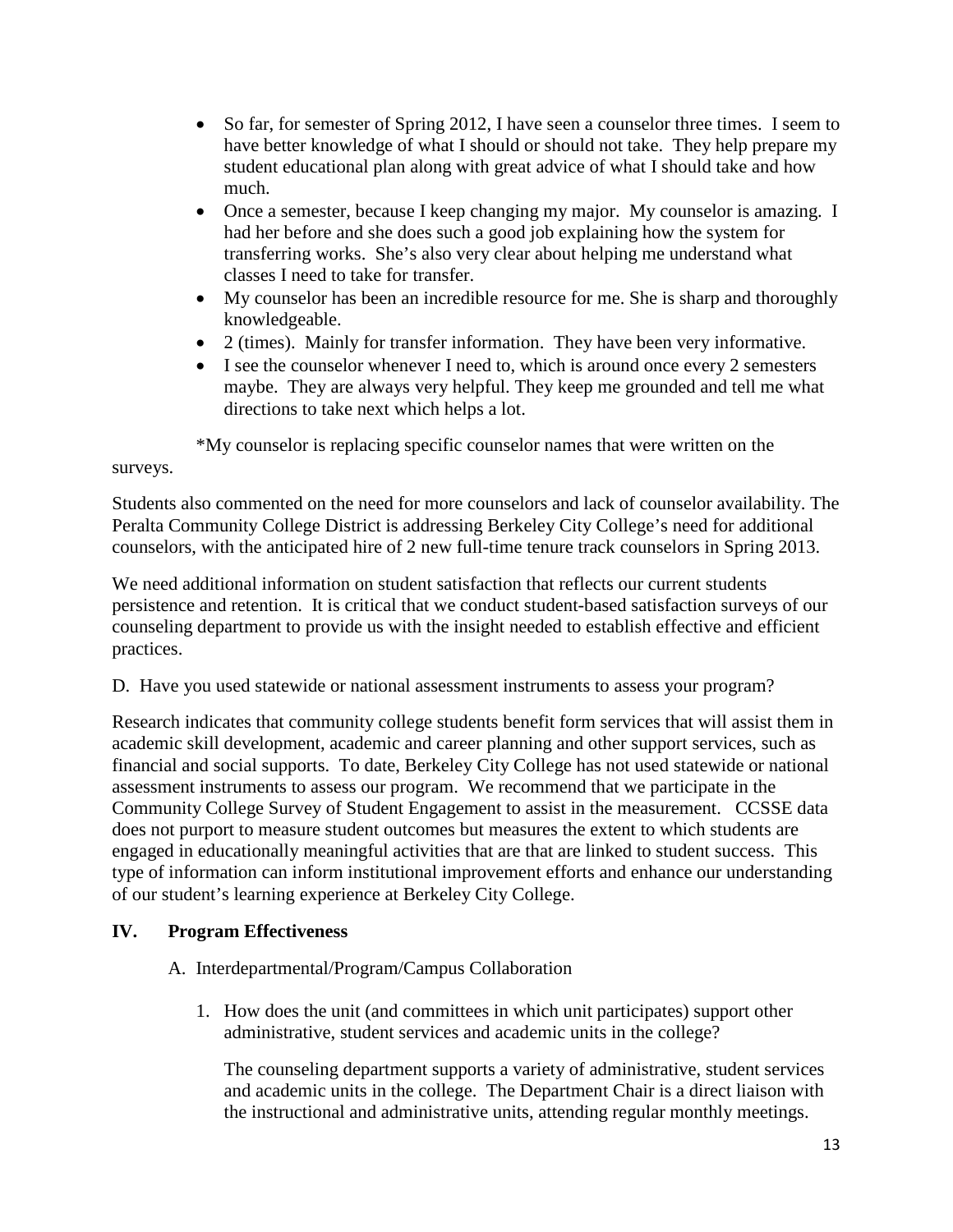- So far, for semester of Spring 2012, I have seen a counselor three times. I seem to have better knowledge of what I should or should not take. They help prepare my student educational plan along with great advice of what I should take and how much.
- Once a semester, because I keep changing my major. My counselor is amazing. I had her before and she does such a good job explaining how the system for transferring works. She's also very clear about helping me understand what classes I need to take for transfer.
- My counselor has been an incredible resource for me. She is sharp and thoroughly knowledgeable.
- 2 (times). Mainly for transfer information. They have been very informative.
- I see the counselor whenever I need to, which is around once every 2 semesters maybe. They are always very helpful. They keep me grounded and tell me what directions to take next which helps a lot.

*My counselor is replacing specific counselor names that were written on the surveys.

Students also commented on the need for more counselors and lack of counselor availability. The Peralta Community College District is addressing Berkeley City College's need for additional counselors, with the anticipated hire of 2 new full-time tenure track counselors in Spring 2013.

We need additional information on student satisfaction that reflects our current students persistence and retention. It is critical that we conduct student-based satisfaction surveys of our counseling department to provide us with the insight needed to establish effective and efficient practices.

D. Have you used statewide or national assessment instruments to assess your program?

Research indicates that community college students benefit form services that will assist them in academic skill development, academic and career planning and other support services, such as financial and social supports. To date, Berkeley City College has not used statewide or national assessment instruments to assess our program. We recommend that we participate in the Community College Survey of Student Engagement to assist in the measurement. CCSSE data does not purport to measure student outcomes but measures the extent to which students are engaged in educationally meaningful activities that are that are linked to student success. This type of information can inform institutional improvement efforts and enhance our understanding of our student's learning experience at Berkeley City College.

## IV. Program Effectiveness

A. Interdepartmental/Program/Campus Collaboration

1. How does the unit (and committees in which unit participates) support other administrative, student services and academic units in the college?

   The counseling department supports a variety of administrative, student services and academic units in the college. The Department Chair is a direct liaison with the instructional and administrative units, attending regular monthly meetings.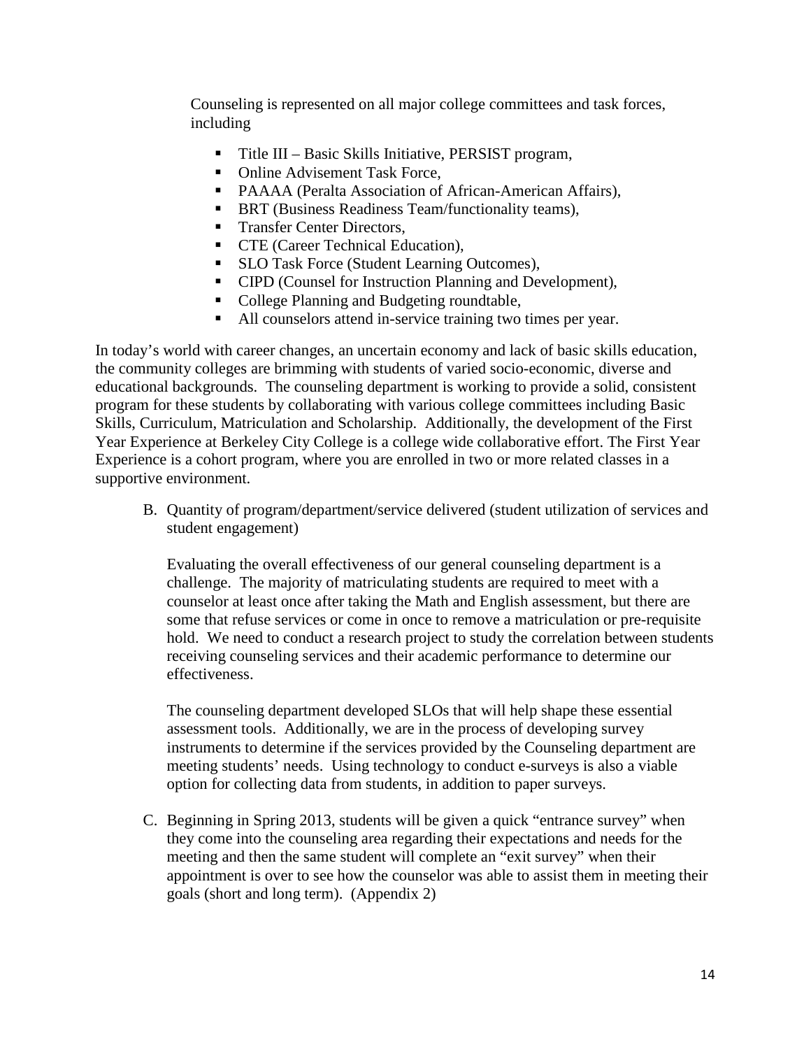Counseling is represented on all major college committees and task forces, including

- Title III – Basic Skills Initiative, PERSIST program,
- Online Advisement Task Force,
- PAAAA (Peralta Association of African-American Affairs),
- BRT (Business Readiness Team/functionality teams),
- Transfer Center Directors,
- CTE (Career Technical Education),
- SLO Task Force (Student Learning Outcomes),
- CIPD (Counsel for Instruction Planning and Development),
- College Planning and Budgeting roundtable,
- All counselors attend in-service training two times per year.

In today's world with career changes, an uncertain economy and lack of basic skills education, the community colleges are brimming with students of varied socio-economic, diverse and educational backgrounds. The counseling department is working to provide a solid, consistent program for these students by collaborating with various college committees including Basic Skills, Curriculum, Matriculation and Scholarship. Additionally, the development of the First Year Experience at Berkeley City College is a college wide collaborative effort. The First Year Experience is a cohort program, where you are enrolled in two or more related classes in a supportive environment.

B. Quantity of program/department/service delivered (student utilization of services and student engagement)

   Evaluating the overall effectiveness of our general counseling department is a challenge. The majority of matriculating students are required to meet with a counselor at least once after taking the Math and English assessment, but there are some that refuse services or come in once to remove a matriculation or pre-requisite hold. We need to conduct a research project to study the correlation between students receiving counseling services and their academic performance to determine our effectiveness.

   The counseling department developed SLOs that will help shape these essential assessment tools. Additionally, we are in the process of developing survey instruments to determine if the services provided by the Counseling department are meeting students' needs. Using technology to conduct e-surveys is also a viable option for collecting data from students, in addition to paper surveys.

C. Beginning in Spring 2013, students will be given a quick "entrance survey" when they come into the counseling area regarding their expectations and needs for the meeting and then the same student will complete an "exit survey" when their appointment is over to see how the counselor was able to assist them in meeting their goals (short and long term). (Appendix 2)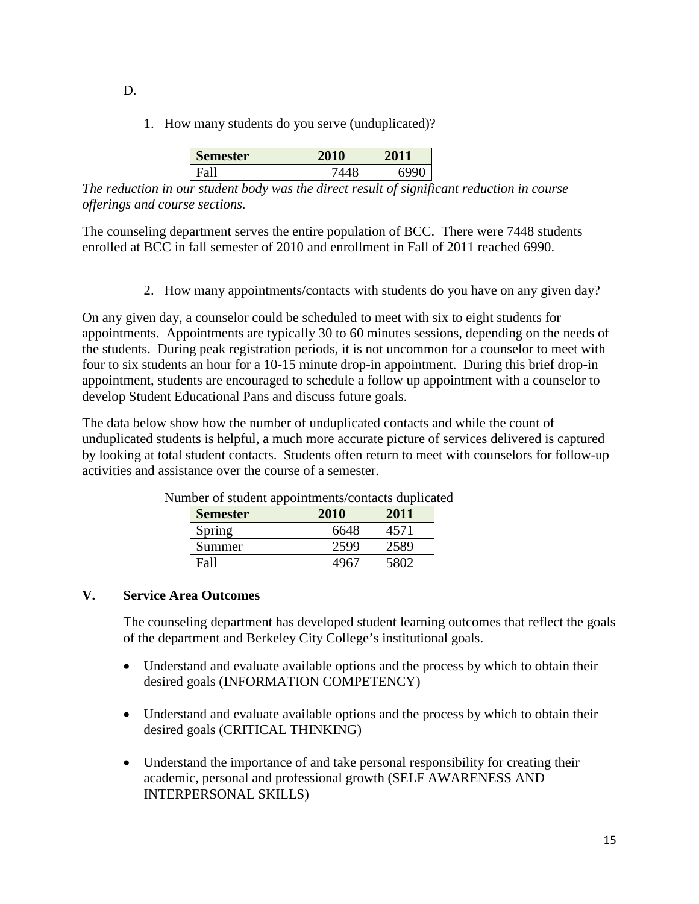D.

1. How many students do you serve (unduplicated)?

| Semester | 2010 | 2011 |
|---|---|---|
| Fall | 7448 | 6990 |

*The reduction in our student body was the direct result of significant reduction in course offerings and course sections.*

The counseling department serves the entire population of BCC. There were 7448 students enrolled at BCC in fall semester of 2010 and enrollment in Fall of 2011 reached 6990.

2. How many appointments/contacts with students do you have on any given day?

On any given day, a counselor could be scheduled to meet with six to eight students for appointments. Appointments are typically 30 to 60 minutes sessions, depending on the needs of the students. During peak registration periods, it is not uncommon for a counselor to meet with four to six students an hour for a 10-15 minute drop-in appointment. During this brief drop-in appointment, students are encouraged to schedule a follow up appointment with a counselor to develop Student Educational Pans and discuss future goals.

The data below show how the number of unduplicated contacts and while the count of unduplicated students is helpful, a much more accurate picture of services delivered is captured by looking at total student contacts. Students often return to meet with counselors for follow-up activities and assistance over the course of a semester.

Number of student appointments/contacts duplicated

| Semester | 2010 | 2011 |
|---|---|---|
| Spring | 6648 | 4571 |
| Summer | 2599 | 2589 |
| Fall | 4967 | 5802 |

## V. Service Area Outcomes

The counseling department has developed student learning outcomes that reflect the goals of the department and Berkeley City College's institutional goals.

- Understand and evaluate available options and the process by which to obtain their desired goals (INFORMATION COMPETENCY)
- Understand and evaluate available options and the process by which to obtain their desired goals (CRITICAL THINKING)
- Understand the importance of and take personal responsibility for creating their academic, personal and professional growth (SELF AWARENESS AND INTERPERSONAL SKILLS)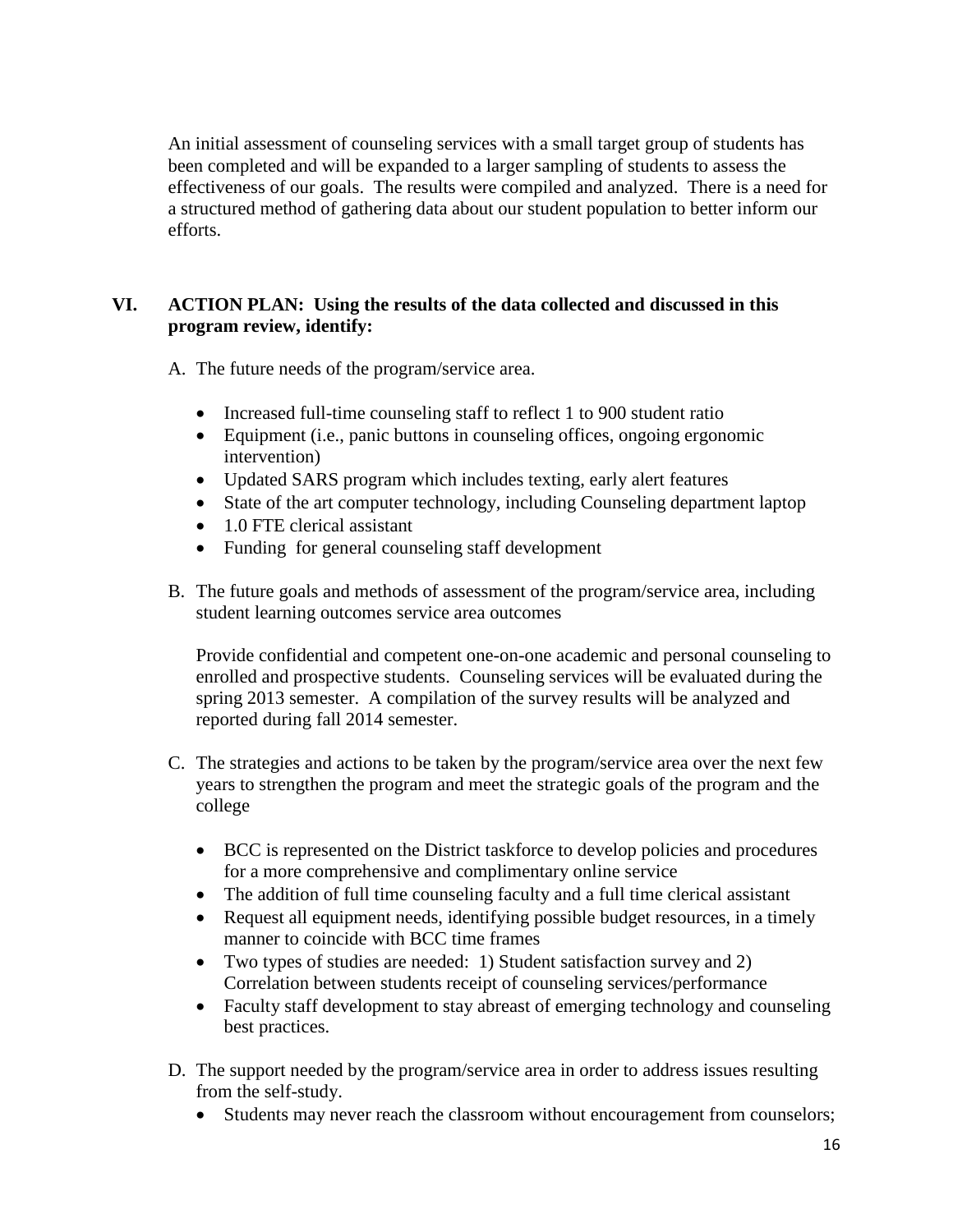An initial assessment of counseling services with a small target group of students has been completed and will be expanded to a larger sampling of students to assess the effectiveness of our goals. The results were compiled and analyzed. There is a need for a structured method of gathering data about our student population to better inform our efforts.

## VI. ACTION PLAN: Using the results of the data collected and discussed in this program review, identify:

A. The future needs of the program/service area.

- Increased full-time counseling staff to reflect 1 to 900 student ratio
- Equipment (i.e., panic buttons in counseling offices, ongoing ergonomic intervention)
- Updated SARS program which includes texting, early alert features
- State of the art computer technology, including Counseling department laptop
- 1.0 FTE clerical assistant
- Funding for general counseling staff development

B. The future goals and methods of assessment of the program/service area, including student learning outcomes service area outcomes

Provide confidential and competent one-on-one academic and personal counseling to enrolled and prospective students. Counseling services will be evaluated during the spring 2013 semester. A compilation of the survey results will be analyzed and reported during fall 2014 semester.

C. The strategies and actions to be taken by the program/service area over the next few years to strengthen the program and meet the strategic goals of the program and the college

- BCC is represented on the District taskforce to develop policies and procedures for a more comprehensive and complimentary online service
- The addition of full time counseling faculty and a full time clerical assistant
- Request all equipment needs, identifying possible budget resources, in a timely manner to coincide with BCC time frames
- Two types of studies are needed: 1) Student satisfaction survey and 2) Correlation between students receipt of counseling services/performance
- Faculty staff development to stay abreast of emerging technology and counseling best practices.

D. The support needed by the program/service area in order to address issues resulting from the self-study.

- Students may never reach the classroom without encouragement from counselors;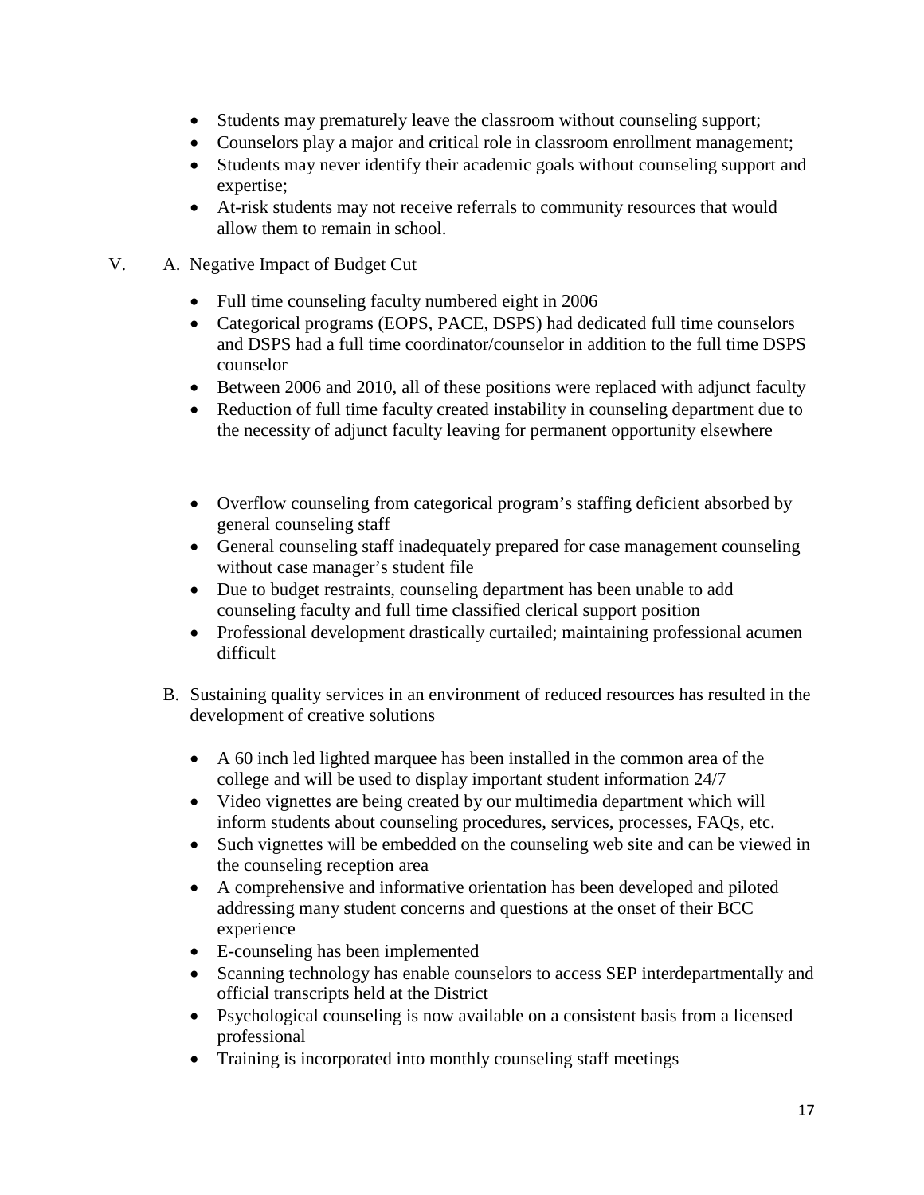- Students may prematurely leave the classroom without counseling support;
- Counselors play a major and critical role in classroom enrollment management;
- Students may never identify their academic goals without counseling support and expertise;
- At-risk students may not receive referrals to community resources that would allow them to remain in school.

V. A. Negative Impact of Budget Cut

- Full time counseling faculty numbered eight in 2006
- Categorical programs (EOPS, PACE, DSPS) had dedicated full time counselors and DSPS had a full time coordinator/counselor in addition to the full time DSPS counselor
- Between 2006 and 2010, all of these positions were replaced with adjunct faculty
- Reduction of full time faculty created instability in counseling department due to the necessity of adjunct faculty leaving for permanent opportunity elsewhere

- Overflow counseling from categorical program's staffing deficient absorbed by general counseling staff
- General counseling staff inadequately prepared for case management counseling without case manager's student file
- Due to budget restraints, counseling department has been unable to add counseling faculty and full time classified clerical support position
- Professional development drastically curtailed; maintaining professional acumen difficult

B. Sustaining quality services in an environment of reduced resources has resulted in the development of creative solutions

- A 60 inch led lighted marquee has been installed in the common area of the college and will be used to display important student information 24/7
- Video vignettes are being created by our multimedia department which will inform students about counseling procedures, services, processes, FAQs, etc.
- Such vignettes will be embedded on the counseling web site and can be viewed in the counseling reception area
- A comprehensive and informative orientation has been developed and piloted addressing many student concerns and questions at the onset of their BCC experience
- E-counseling has been implemented
- Scanning technology has enable counselors to access SEP interdepartmentally and official transcripts held at the District
- Psychological counseling is now available on a consistent basis from a licensed professional
- Training is incorporated into monthly counseling staff meetings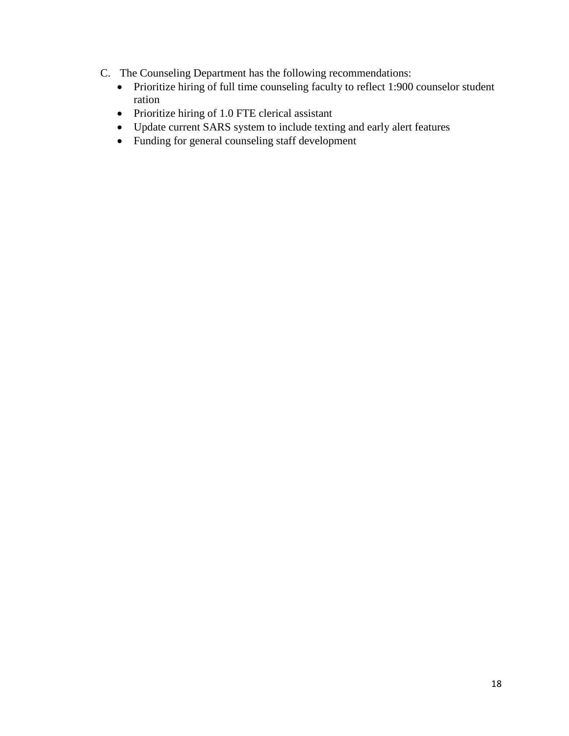C. The Counseling Department has the following recommendations:

- Prioritize hiring of full time counseling faculty to reflect 1:900 counselor student ration
- Prioritize hiring of 1.0 FTE clerical assistant
- Update current SARS system to include texting and early alert features
- Funding for general counseling staff development